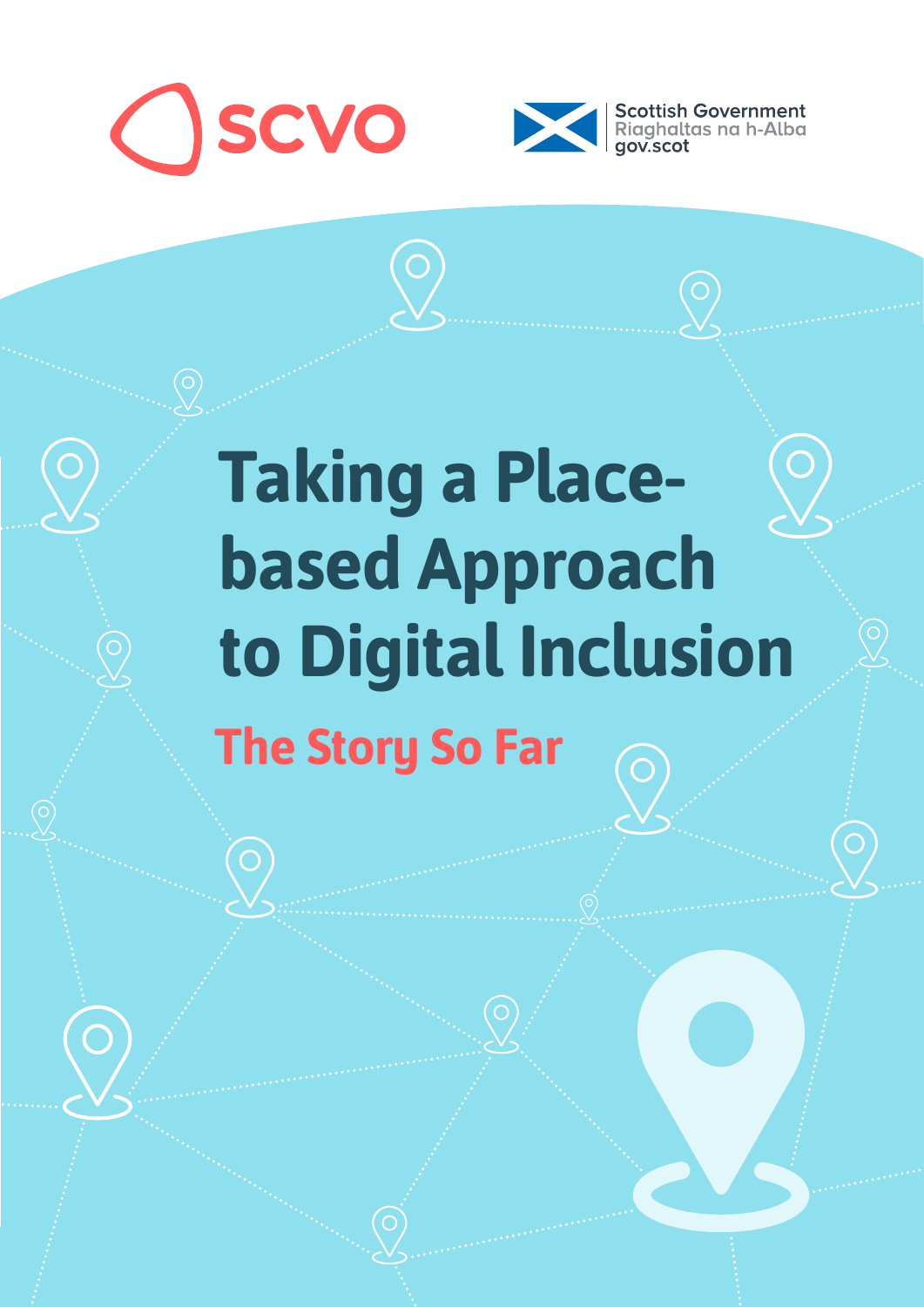SCVO

Scottish Government
Riaghaltas na h-Alba
gov.scot

# Taking a Place-based Approach to Digital Inclusion

## The Story So Far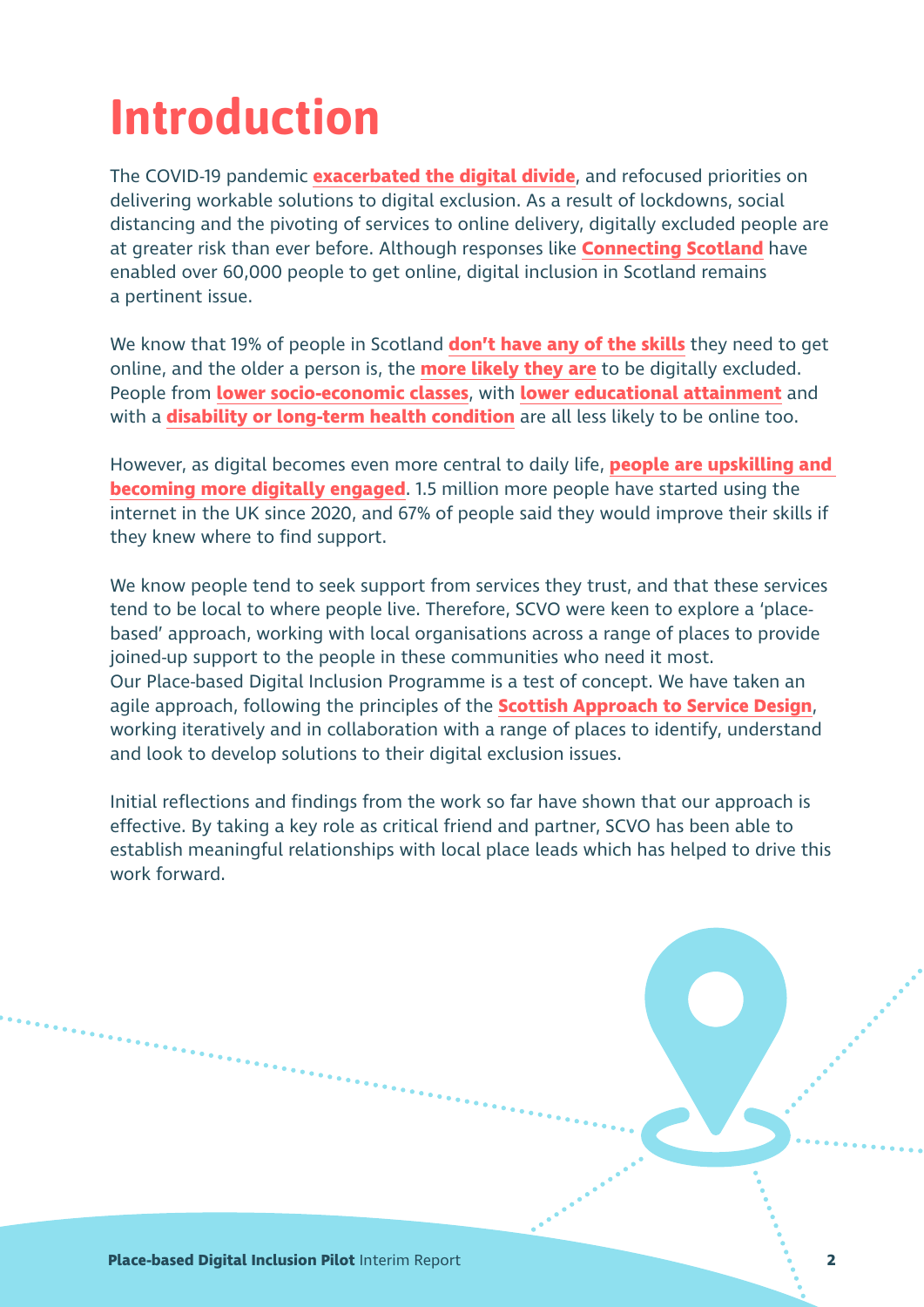# Introduction

The COVID-19 pandemic **exacerbated the digital divide**, and refocused priorities on delivering workable solutions to digital exclusion. As a result of lockdowns, social distancing and the pivoting of services to online delivery, digitally excluded people are at greater risk than ever before. Although responses like **Connecting Scotland** have enabled over 60,000 people to get online, digital inclusion in Scotland remains a pertinent issue.

We know that 19% of people in Scotland **don't have any of the skills** they need to get online, and the older a person is, the **more likely they are** to be digitally excluded. People from **lower socio-economic classes**, with **lower educational attainment** and with a **disability or long-term health condition** are all less likely to be online too.

However, as digital becomes even more central to daily life, **people are upskilling and becoming more digitally engaged**. 1.5 million more people have started using the internet in the UK since 2020, and 67% of people said they would improve their skills if they knew where to find support.

We know people tend to seek support from services they trust, and that these services tend to be local to where people live. Therefore, SCVO were keen to explore a 'place-based' approach, working with local organisations across a range of places to provide joined-up support to the people in these communities who need it most.
Our Place-based Digital Inclusion Programme is a test of concept. We have taken an agile approach, following the principles of the **Scottish Approach to Service Design**, working iteratively and in collaboration with a range of places to identify, understand and look to develop solutions to their digital exclusion issues.

Initial reflections and findings from the work so far have shown that our approach is effective. By taking a key role as critical friend and partner, SCVO has been able to establish meaningful relationships with local place leads which has helped to drive this work forward.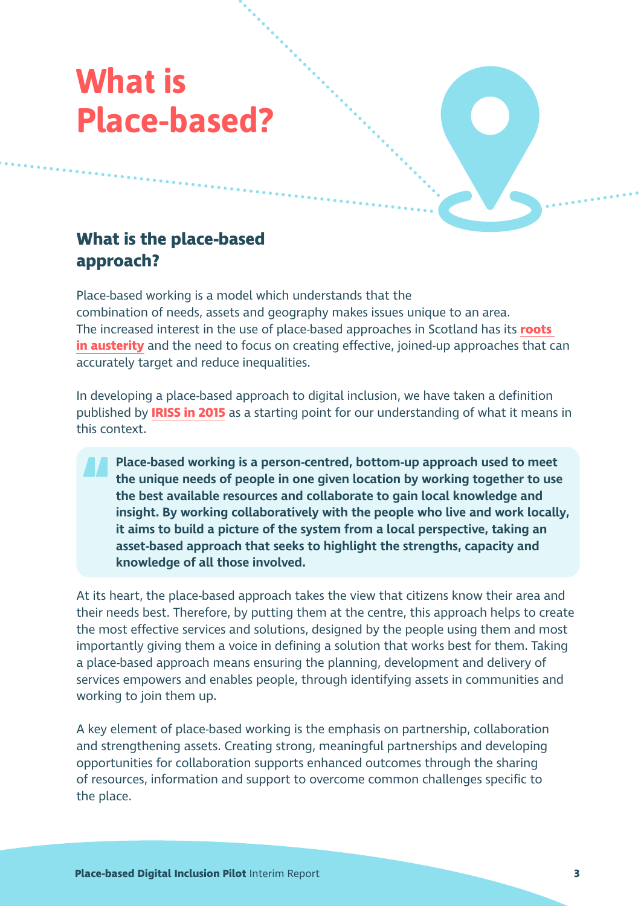# What is Place-based?

## What is the place-based approach?

Place-based working is a model which understands that the combination of needs, assets and geography makes issues unique to an area. The increased interest in the use of place-based approaches in Scotland has its **roots in austerity** and the need to focus on creating effective, joined-up approaches that can accurately target and reduce inequalities.

In developing a place-based approach to digital inclusion, we have taken a definition published by **IRISS in 2015** as a starting point for our understanding of what it means in this context.

> **Place-based working is a person-centred, bottom-up approach used to meet the unique needs of people in one given location by working together to use the best available resources and collaborate to gain local knowledge and insight. By working collaboratively with the people who live and work locally, it aims to build a picture of the system from a local perspective, taking an asset-based approach that seeks to highlight the strengths, capacity and knowledge of all those involved.**

At its heart, the place-based approach takes the view that citizens know their area and their needs best. Therefore, by putting them at the centre, this approach helps to create the most effective services and solutions, designed by the people using them and most importantly giving them a voice in defining a solution that works best for them. Taking a place-based approach means ensuring the planning, development and delivery of services empowers and enables people, through identifying assets in communities and working to join them up.

A key element of place-based working is the emphasis on partnership, collaboration and strengthening assets. Creating strong, meaningful partnerships and developing opportunities for collaboration supports enhanced outcomes through the sharing of resources, information and support to overcome common challenges specific to the place.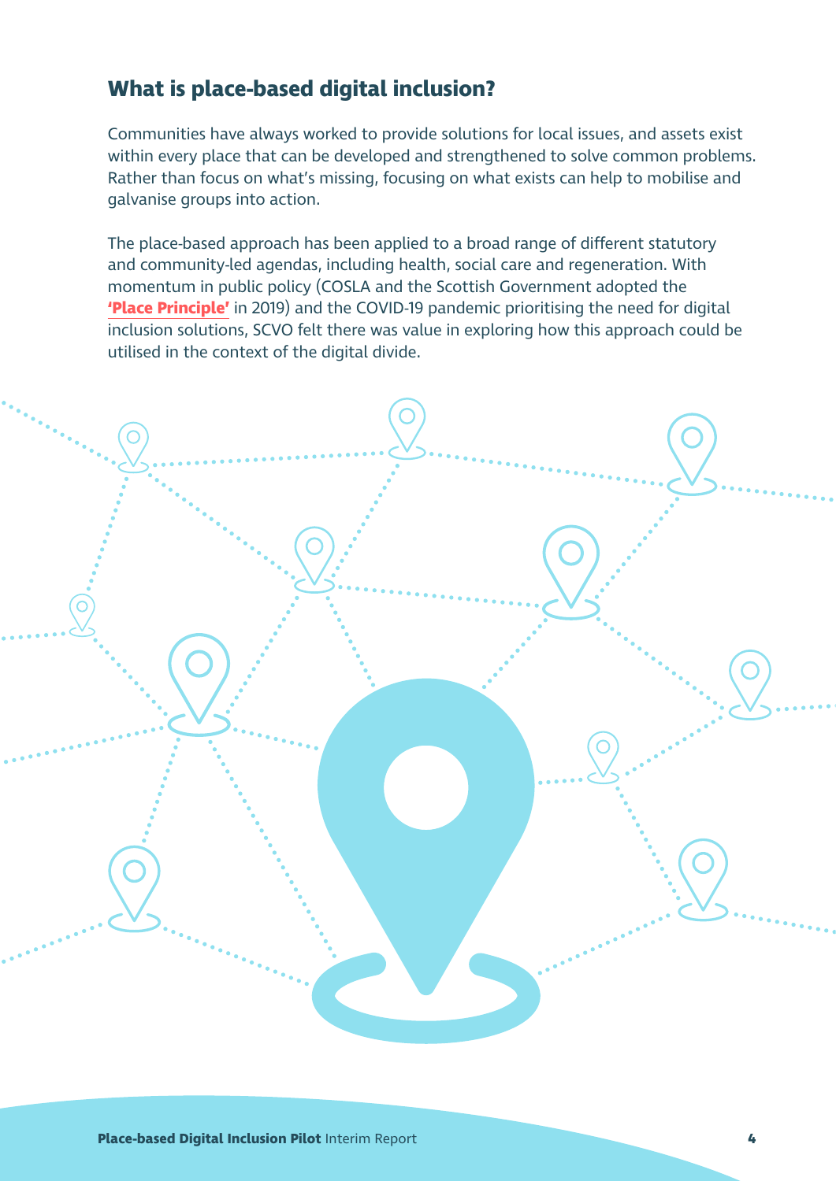## What is place-based digital inclusion?

Communities have always worked to provide solutions for local issues, and assets exist within every place that can be developed and strengthened to solve common problems. Rather than focus on what's missing, focusing on what exists can help to mobilise and galvanise groups into action.

The place-based approach has been applied to a broad range of different statutory and community-led agendas, including health, social care and regeneration. With momentum in public policy (COSLA and the Scottish Government adopted the **'Place Principle'** in 2019) and the COVID-19 pandemic prioritising the need for digital inclusion solutions, SCVO felt there was value in exploring how this approach could be utilised in the context of the digital divide.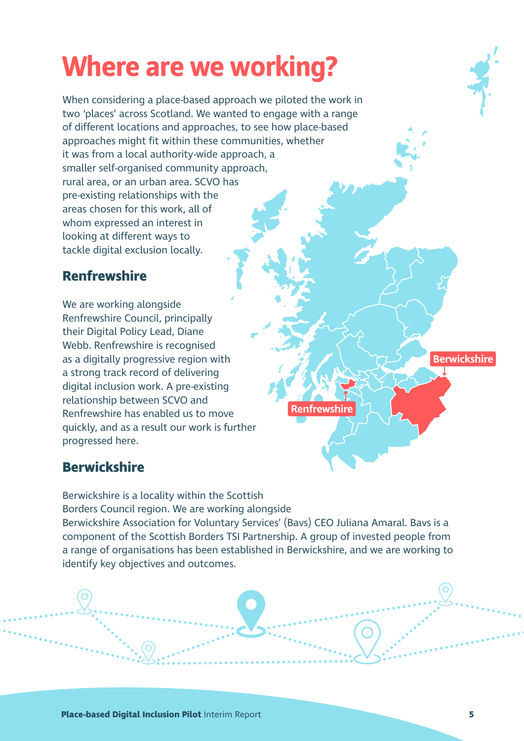# Where are we working?

When considering a place-based approach we piloted the work in two 'places' across Scotland. We wanted to engage with a range of different locations and approaches, to see how place-based approaches might fit within these communities, whether it was from a local authority-wide approach, a smaller self-organised community approach, rural area, or an urban area. SCVO has pre-existing relationships with the areas chosen for this work, all of whom expressed an interest in looking at different ways to tackle digital exclusion locally.

## Renfrewshire

We are working alongside Renfrewshire Council, principally their Digital Policy Lead, Diane Webb. Renfrewshire is recognised as a digitally progressive region with a strong track record of delivering digital inclusion work. A pre-existing relationship between SCVO and Renfrewshire has enabled us to move quickly, and as a result our work is further progressed here.

## Berwickshire

Berwickshire is a locality within the Scottish Borders Council region. We are working alongside Berwickshire Association for Voluntary Services' (Bavs) CEO Juliana Amaral. Bavs is a component of the Scottish Borders TSI Partnership. A group of invested people from a range of organisations has been established in Berwickshire, and we are working to identify key objectives and outcomes.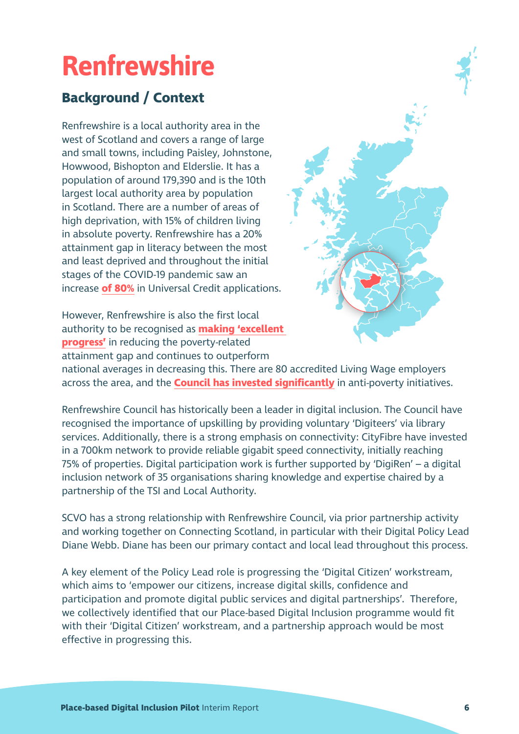# Renfrewshire

## Background / Context

Renfrewshire is a local authority area in the west of Scotland and covers a range of large and small towns, including Paisley, Johnstone, Howwood, Bishopton and Elderslie. It has a population of around 179,390 and is the 10th largest local authority area by population in Scotland. There are a number of areas of high deprivation, with 15% of children living in absolute poverty. Renfrewshire has a 20% attainment gap in literacy between the most and least deprived and throughout the initial stages of the COVID-19 pandemic saw an increase **of 80%** in Universal Credit applications.

However, Renfrewshire is also the first local authority to be recognised as **making 'excellent progress'** in reducing the poverty-related attainment gap and continues to outperform national averages in decreasing this. There are 80 accredited Living Wage employers across the area, and the **Council has invested significantly** in anti-poverty initiatives.

Renfrewshire Council has historically been a leader in digital inclusion. The Council have recognised the importance of upskilling by providing voluntary 'Digiteers' via library services. Additionally, there is a strong emphasis on connectivity: CityFibre have invested in a 700km network to provide reliable gigabit speed connectivity, initially reaching 75% of properties. Digital participation work is further supported by 'DigiRen' – a digital inclusion network of 35 organisations sharing knowledge and expertise chaired by a partnership of the TSI and Local Authority.

SCVO has a strong relationship with Renfrewshire Council, via prior partnership activity and working together on Connecting Scotland, in particular with their Digital Policy Lead Diane Webb. Diane has been our primary contact and local lead throughout this process.

A key element of the Policy Lead role is progressing the 'Digital Citizen' workstream, which aims to 'empower our citizens, increase digital skills, confidence and participation and promote digital public services and digital partnerships'. Therefore, we collectively identified that our Place-based Digital Inclusion programme would fit with their 'Digital Citizen' workstream, and a partnership approach would be most effective in progressing this.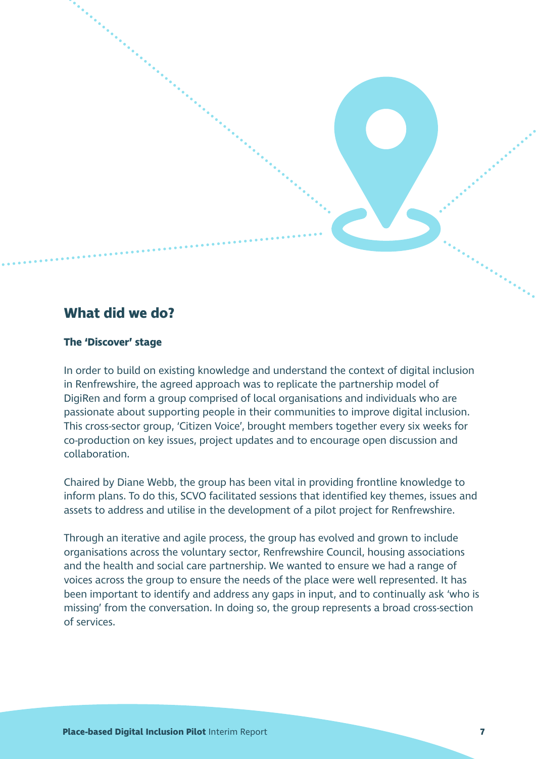## What did we do?

### The 'Discover' stage

In order to build on existing knowledge and understand the context of digital inclusion in Renfrewshire, the agreed approach was to replicate the partnership model of DigiRen and form a group comprised of local organisations and individuals who are passionate about supporting people in their communities to improve digital inclusion. This cross-sector group, 'Citizen Voice', brought members together every six weeks for co-production on key issues, project updates and to encourage open discussion and collaboration.

Chaired by Diane Webb, the group has been vital in providing frontline knowledge to inform plans. To do this, SCVO facilitated sessions that identified key themes, issues and assets to address and utilise in the development of a pilot project for Renfrewshire.

Through an iterative and agile process, the group has evolved and grown to include organisations across the voluntary sector, Renfrewshire Council, housing associations and the health and social care partnership. We wanted to ensure we had a range of voices across the group to ensure the needs of the place were well represented. It has been important to identify and address any gaps in input, and to continually ask 'who is missing' from the conversation. In doing so, the group represents a broad cross-section of services.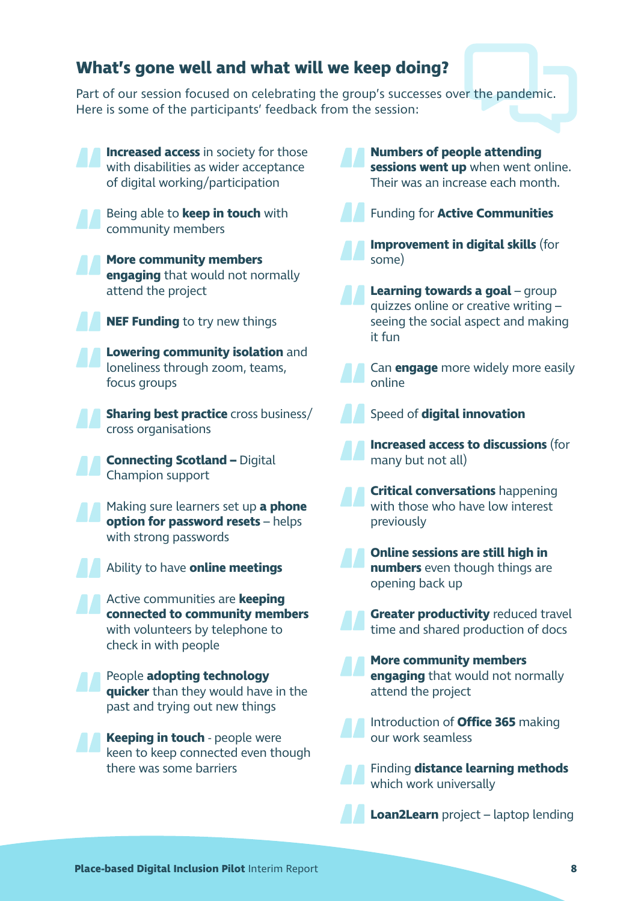## What's gone well and what will we keep doing?

Part of our session focused on celebrating the group's successes over the pandemic. Here is some of the participants' feedback from the session:

- **Increased access** in society for those with disabilities as wider acceptance of digital working/participation
- Being able to **keep in touch** with community members
- **More community members engaging** that would not normally attend the project
- **NEF Funding** to try new things
- **Lowering community isolation** and loneliness through zoom, teams, focus groups
- **Sharing best practice** cross business/ cross organisations
- **Connecting Scotland –** Digital Champion support
- Making sure learners set up **a phone option for password resets** – helps with strong passwords
- Ability to have **online meetings**
- Active communities are **keeping connected to community members** with volunteers by telephone to check in with people
- People **adopting technology quicker** than they would have in the past and trying out new things
- **Keeping in touch** - people were keen to keep connected even though there was some barriers
- **Numbers of people attending sessions went up** when went online. Their was an increase each month.
- Funding for **Active Communities**
- **Improvement in digital skills** (for some)
- **Learning towards a goal** – group quizzes online or creative writing – seeing the social aspect and making it fun
- Can **engage** more widely more easily online
- Speed of **digital innovation**
- **Increased access to discussions** (for many but not all)
- **Critical conversations** happening with those who have low interest previously
- **Online sessions are still high in numbers** even though things are opening back up
- **Greater productivity** reduced travel time and shared production of docs
- **More community members engaging** that would not normally attend the project
- Introduction of **Office 365** making our work seamless
- Finding **distance learning methods** which work universally
- **Loan2Learn** project – laptop lending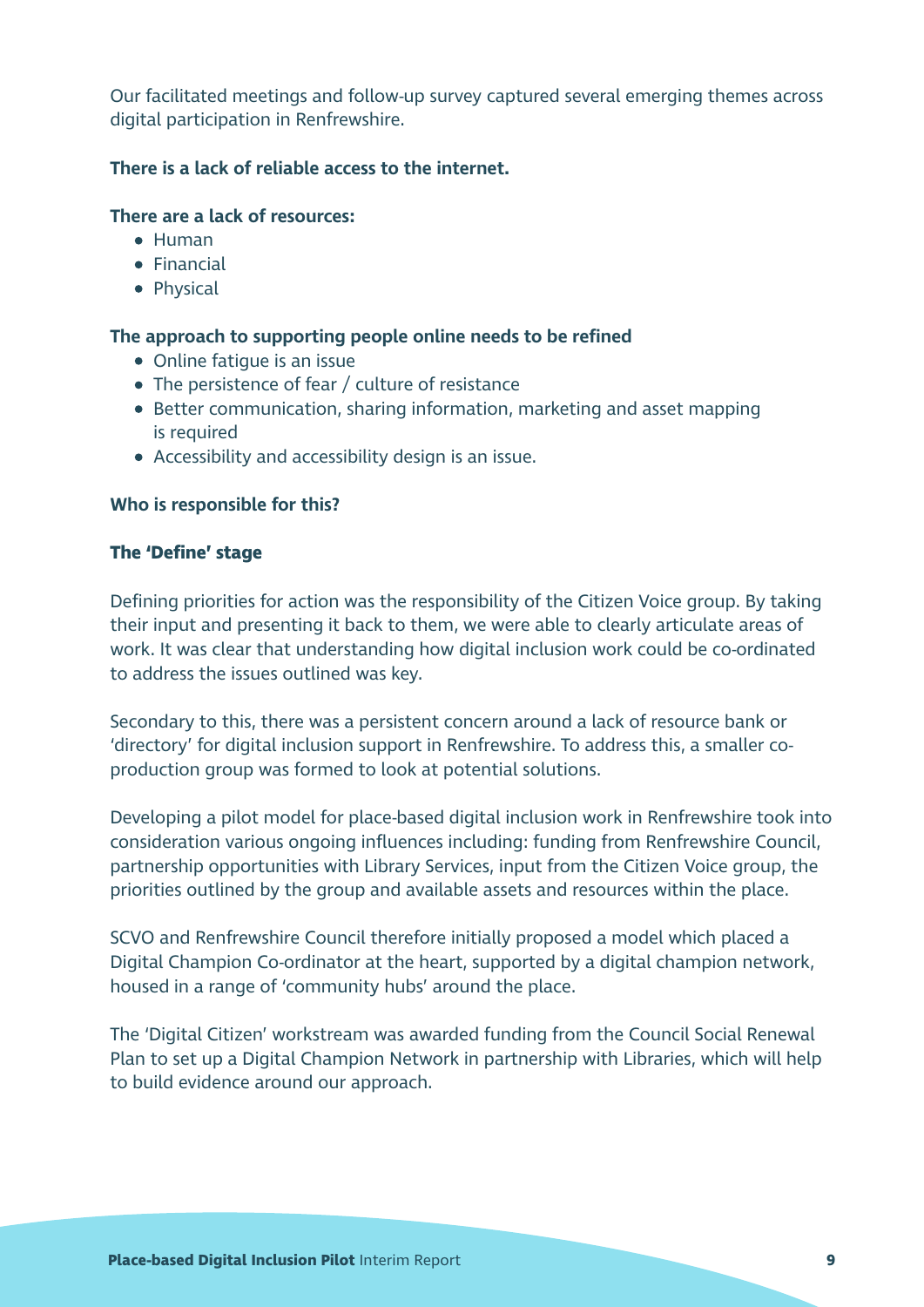Our facilitated meetings and follow-up survey captured several emerging themes across digital participation in Renfrewshire.

**There is a lack of reliable access to the internet.**

**There are a lack of resources:**

- Human
- Financial
- Physical

**The approach to supporting people online needs to be refined**

- Online fatigue is an issue
- The persistence of fear / culture of resistance
- Better communication, sharing information, marketing and asset mapping is required
- Accessibility and accessibility design is an issue.

**Who is responsible for this?**

### The 'Define' stage

Defining priorities for action was the responsibility of the Citizen Voice group. By taking their input and presenting it back to them, we were able to clearly articulate areas of work. It was clear that understanding how digital inclusion work could be co-ordinated to address the issues outlined was key.

Secondary to this, there was a persistent concern around a lack of resource bank or 'directory' for digital inclusion support in Renfrewshire. To address this, a smaller co-production group was formed to look at potential solutions.

Developing a pilot model for place-based digital inclusion work in Renfrewshire took into consideration various ongoing influences including: funding from Renfrewshire Council, partnership opportunities with Library Services, input from the Citizen Voice group, the priorities outlined by the group and available assets and resources within the place.

SCVO and Renfrewshire Council therefore initially proposed a model which placed a Digital Champion Co-ordinator at the heart, supported by a digital champion network, housed in a range of 'community hubs' around the place.

The 'Digital Citizen' workstream was awarded funding from the Council Social Renewal Plan to set up a Digital Champion Network in partnership with Libraries, which will help to build evidence around our approach.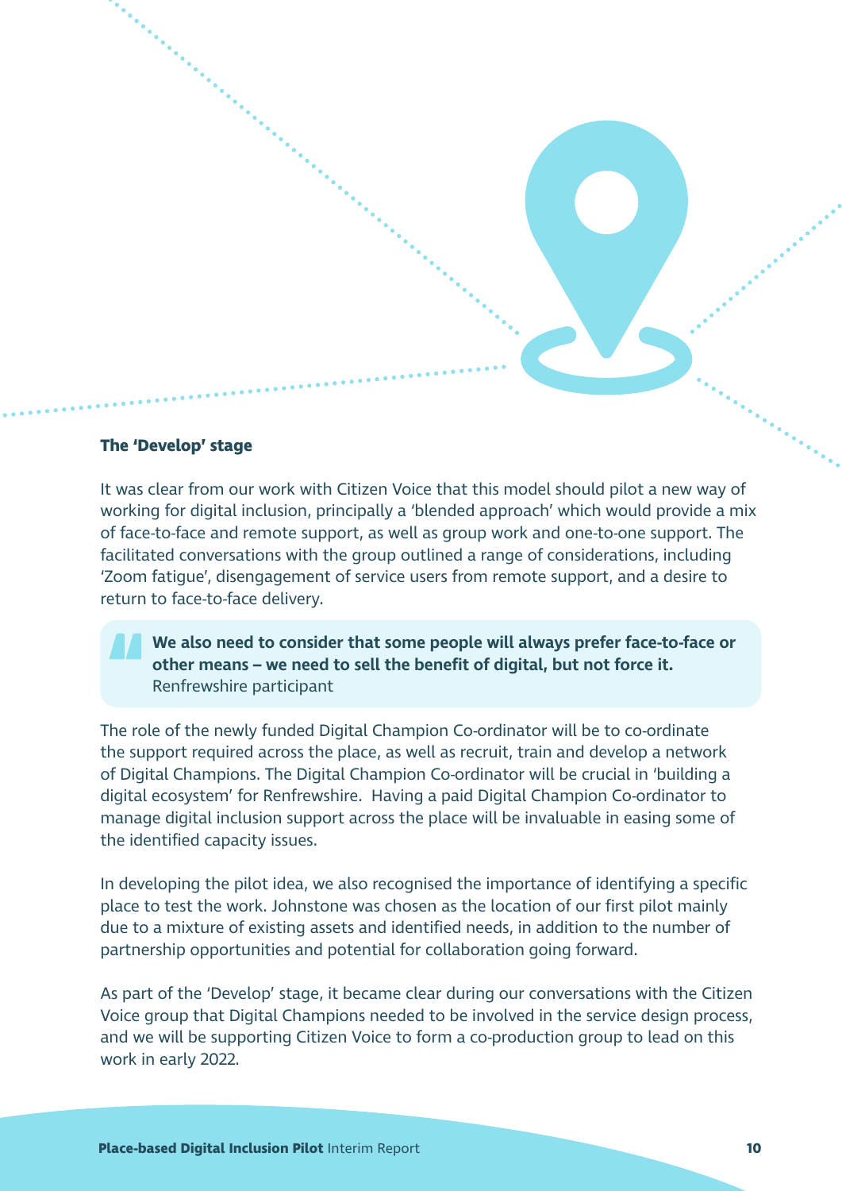### The ‘Develop’ stage

It was clear from our work with Citizen Voice that this model should pilot a new way of working for digital inclusion, principally a ‘blended approach’ which would provide a mix of face-to-face and remote support, as well as group work and one-to-one support. The facilitated conversations with the group outlined a range of considerations, including ‘Zoom fatigue’, disengagement of service users from remote support, and a desire to return to face-to-face delivery.

> **We also need to consider that some people will always prefer face-to-face or other means – we need to sell the benefit of digital, but not force it.**
> Renfrewshire participant

The role of the newly funded Digital Champion Co-ordinator will be to co-ordinate the support required across the place, as well as recruit, train and develop a network of Digital Champions. The Digital Champion Co-ordinator will be crucial in ‘building a digital ecosystem’ for Renfrewshire. Having a paid Digital Champion Co-ordinator to manage digital inclusion support across the place will be invaluable in easing some of the identified capacity issues.

In developing the pilot idea, we also recognised the importance of identifying a specific place to test the work. Johnstone was chosen as the location of our first pilot mainly due to a mixture of existing assets and identified needs, in addition to the number of partnership opportunities and potential for collaboration going forward.

As part of the ‘Develop’ stage, it became clear during our conversations with the Citizen Voice group that Digital Champions needed to be involved in the service design process, and we will be supporting Citizen Voice to form a co-production group to lead on this work in early 2022.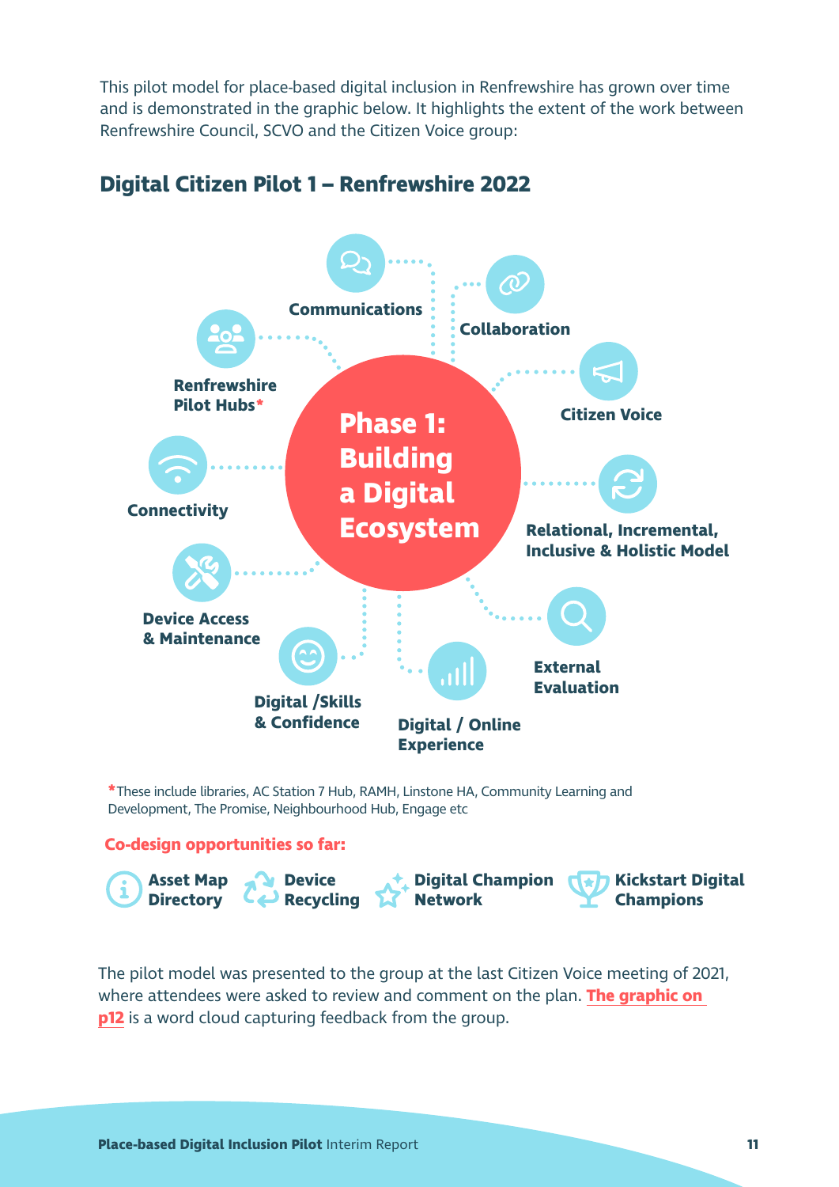This pilot model for place-based digital inclusion in Renfrewshire has grown over time and is demonstrated in the graphic below. It highlights the extent of the work between Renfrewshire Council, SCVO and the Citizen Voice group:

## Digital Citizen Pilot 1 – Renfrewshire 2022

**Phase 1: Building a Digital Ecosystem**

- **Communications**
- **Collaboration**
- **Citizen Voice**
- **Relational, Incremental, Inclusive & Holistic Model**
- **External Evaluation**
- **Digital / Online Experience**
- **Digital /Skills & Confidence**
- **Device Access & Maintenance**
- **Connectivity**
- **Renfrewshire Pilot Hubs***

*These include libraries, AC Station 7 Hub, RAMH, Linstone HA, Community Learning and Development, The Promise, Neighbourhood Hub, Engage etc

**Co-design opportunities so far:**

- **Asset Map Directory**
- **Device Recycling**
- **Digital Champion Network**
- **Kickstart Digital Champions**

The pilot model was presented to the group at the last Citizen Voice meeting of 2021, where attendees were asked to review and comment on the plan. **The graphic on p12** is a word cloud capturing feedback from the group.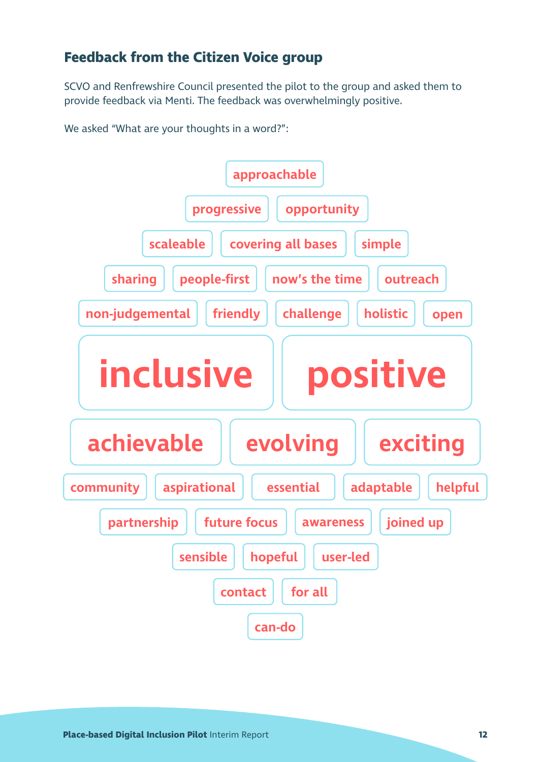## Feedback from the Citizen Voice group

SCVO and Renfrewshire Council presented the pilot to the group and asked them to provide feedback via Menti. The feedback was overwhelmingly positive.

We asked "What are your thoughts in a word?":

approachable

progressive | opportunity

scaleable | covering all bases | simple

sharing | people-first | now's the time | outreach

non-judgemental | friendly | challenge | holistic | open

**inclusive** | **positive**

**achievable** | **evolving** | **exciting**

community | aspirational | essential | adaptable | helpful

partnership | future focus | awareness | joined up

sensible | hopeful | user-led

contact | for all

can-do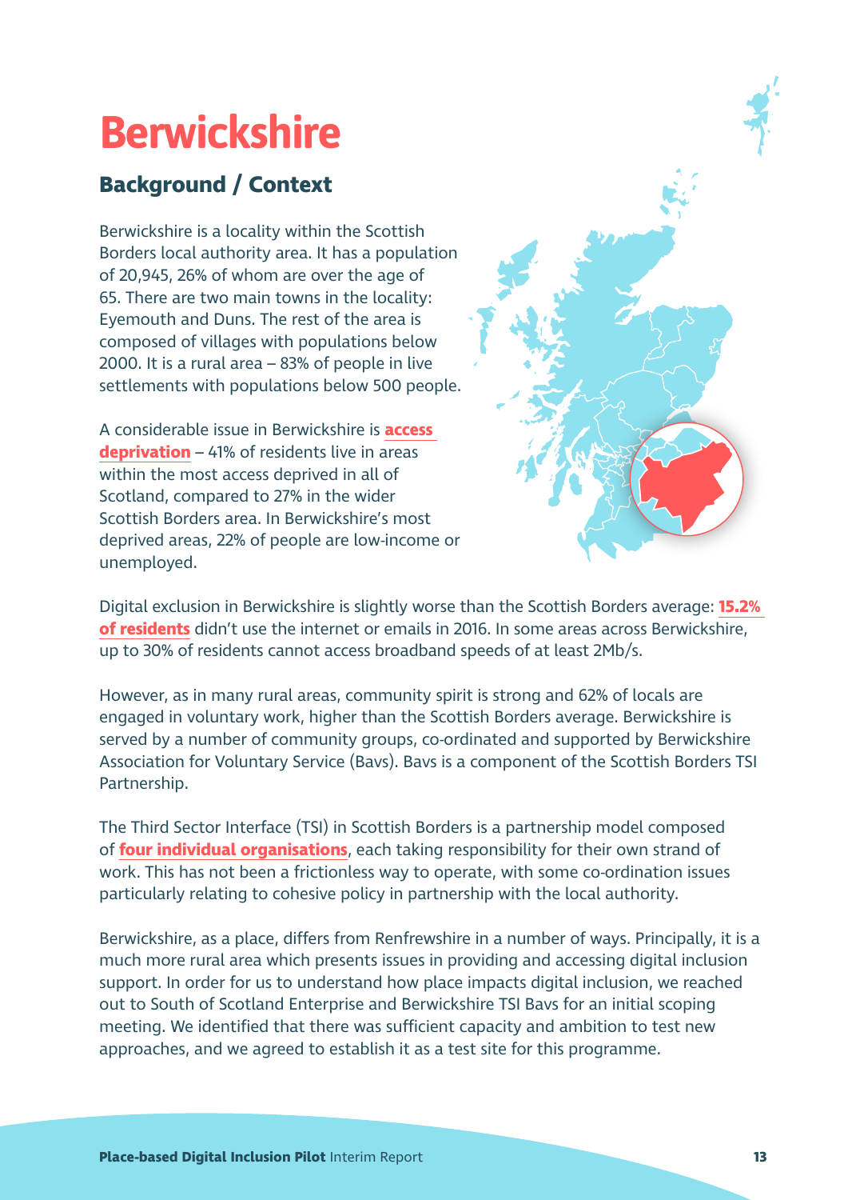# Berwickshire

## Background / Context

Berwickshire is a locality within the Scottish Borders local authority area. It has a population of 20,945, 26% of whom are over the age of 65. There are two main towns in the locality: Eyemouth and Duns. The rest of the area is composed of villages with populations below 2000. It is a rural area – 83% of people in live settlements with populations below 500 people.

A considerable issue in Berwickshire is **access deprivation** – 41% of residents live in areas within the most access deprived in all of Scotland, compared to 27% in the wider Scottish Borders area. In Berwickshire's most deprived areas, 22% of people are low-income or unemployed.

Digital exclusion in Berwickshire is slightly worse than the Scottish Borders average: **15.2% of residents** didn't use the internet or emails in 2016. In some areas across Berwickshire, up to 30% of residents cannot access broadband speeds of at least 2Mb/s.

However, as in many rural areas, community spirit is strong and 62% of locals are engaged in voluntary work, higher than the Scottish Borders average. Berwickshire is served by a number of community groups, co-ordinated and supported by Berwickshire Association for Voluntary Service (Bavs). Bavs is a component of the Scottish Borders TSI Partnership.

The Third Sector Interface (TSI) in Scottish Borders is a partnership model composed of **four individual organisations**, each taking responsibility for their own strand of work. This has not been a frictionless way to operate, with some co-ordination issues particularly relating to cohesive policy in partnership with the local authority.

Berwickshire, as a place, differs from Renfrewshire in a number of ways. Principally, it is a much more rural area which presents issues in providing and accessing digital inclusion support. In order for us to understand how place impacts digital inclusion, we reached out to South of Scotland Enterprise and Berwickshire TSI Bavs for an initial scoping meeting. We identified that there was sufficient capacity and ambition to test new approaches, and we agreed to establish it as a test site for this programme.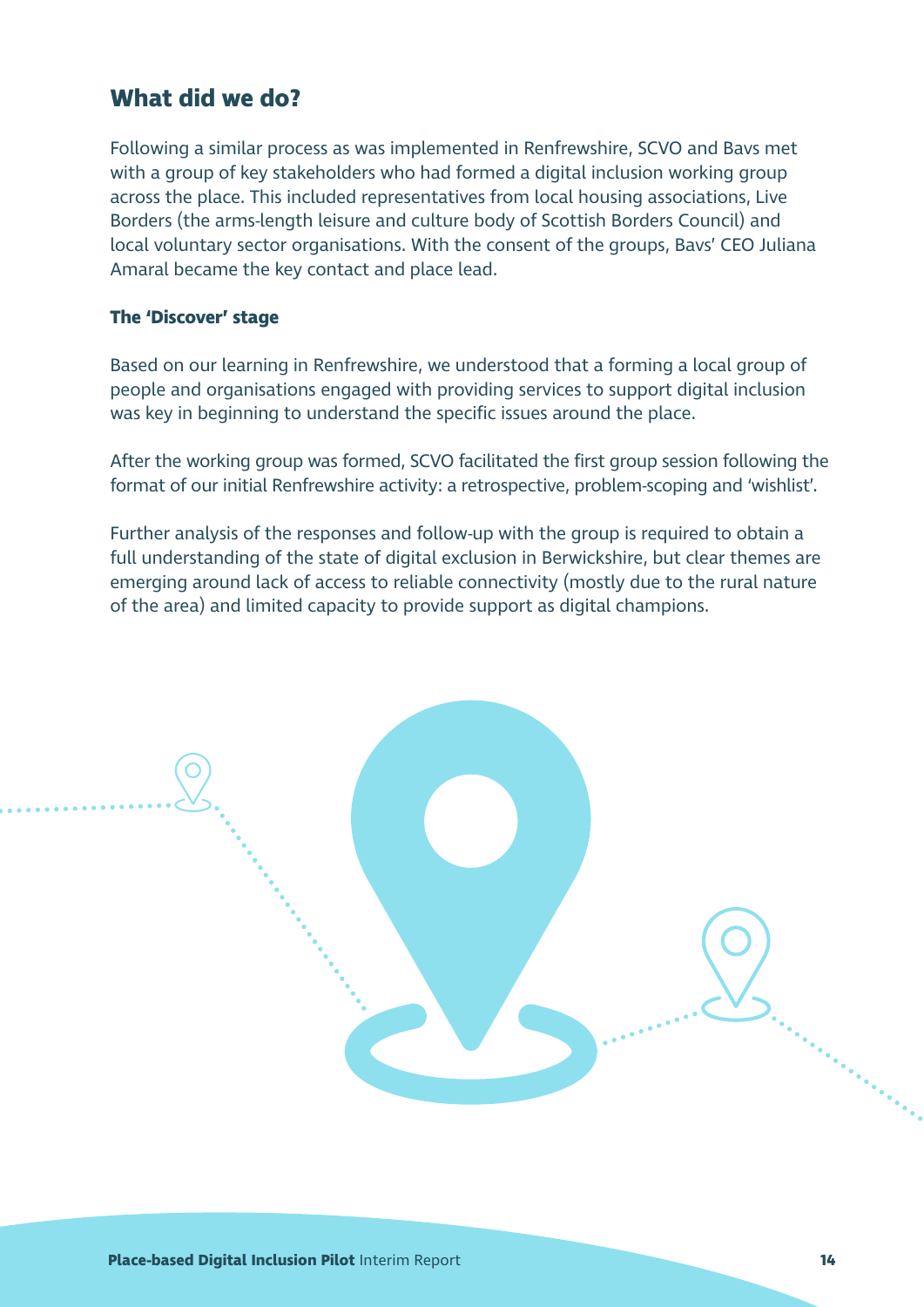## What did we do?

Following a similar process as was implemented in Renfrewshire, SCVO and Bavs met with a group of key stakeholders who had formed a digital inclusion working group across the place. This included representatives from local housing associations, Live Borders (the arms-length leisure and culture body of Scottish Borders Council) and local voluntary sector organisations. With the consent of the groups, Bavs' CEO Juliana Amaral became the key contact and place lead.

### The 'Discover' stage

Based on our learning in Renfrewshire, we understood that a forming a local group of people and organisations engaged with providing services to support digital inclusion was key in beginning to understand the specific issues around the place.

After the working group was formed, SCVO facilitated the first group session following the format of our initial Renfrewshire activity: a retrospective, problem-scoping and 'wishlist'.

Further analysis of the responses and follow-up with the group is required to obtain a full understanding of the state of digital exclusion in Berwickshire, but clear themes are emerging around lack of access to reliable connectivity (mostly due to the rural nature of the area) and limited capacity to provide support as digital champions.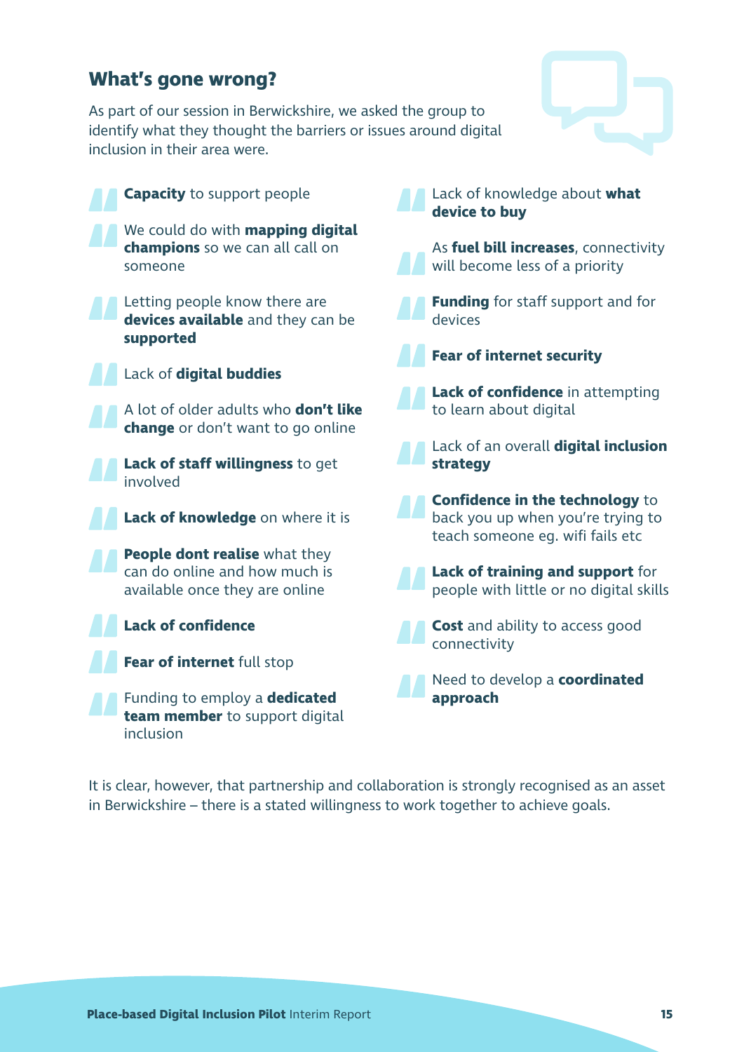## What's gone wrong?

As part of our session in Berwickshire, we asked the group to identify what they thought the barriers or issues around digital inclusion in their area were.

- **Capacity** to support people
- We could do with **mapping digital champions** so we can all call on someone
- Letting people know there are **devices available** and they can be **supported**
- Lack of **digital buddies**
- A lot of older adults who **don't like change** or don't want to go online
- **Lack of staff willingness** to get involved
- **Lack of knowledge** on where it is
- **People dont realise** what they can do online and how much is available once they are online
- **Lack of confidence**
- **Fear of internet** full stop
- Funding to employ a **dedicated team member** to support digital inclusion
- Lack of knowledge about **what device to buy**
- As **fuel bill increases**, connectivity will become less of a priority
- **Funding** for staff support and for devices
- **Fear of internet security**
- **Lack of confidence** in attempting to learn about digital
- Lack of an overall **digital inclusion strategy**
- **Confidence in the technology** to back you up when you're trying to teach someone eg. wifi fails etc
- **Lack of training and support** for people with little or no digital skills
- **Cost** and ability to access good connectivity
- Need to develop a **coordinated approach**

It is clear, however, that partnership and collaboration is strongly recognised as an asset in Berwickshire – there is a stated willingness to work together to achieve goals.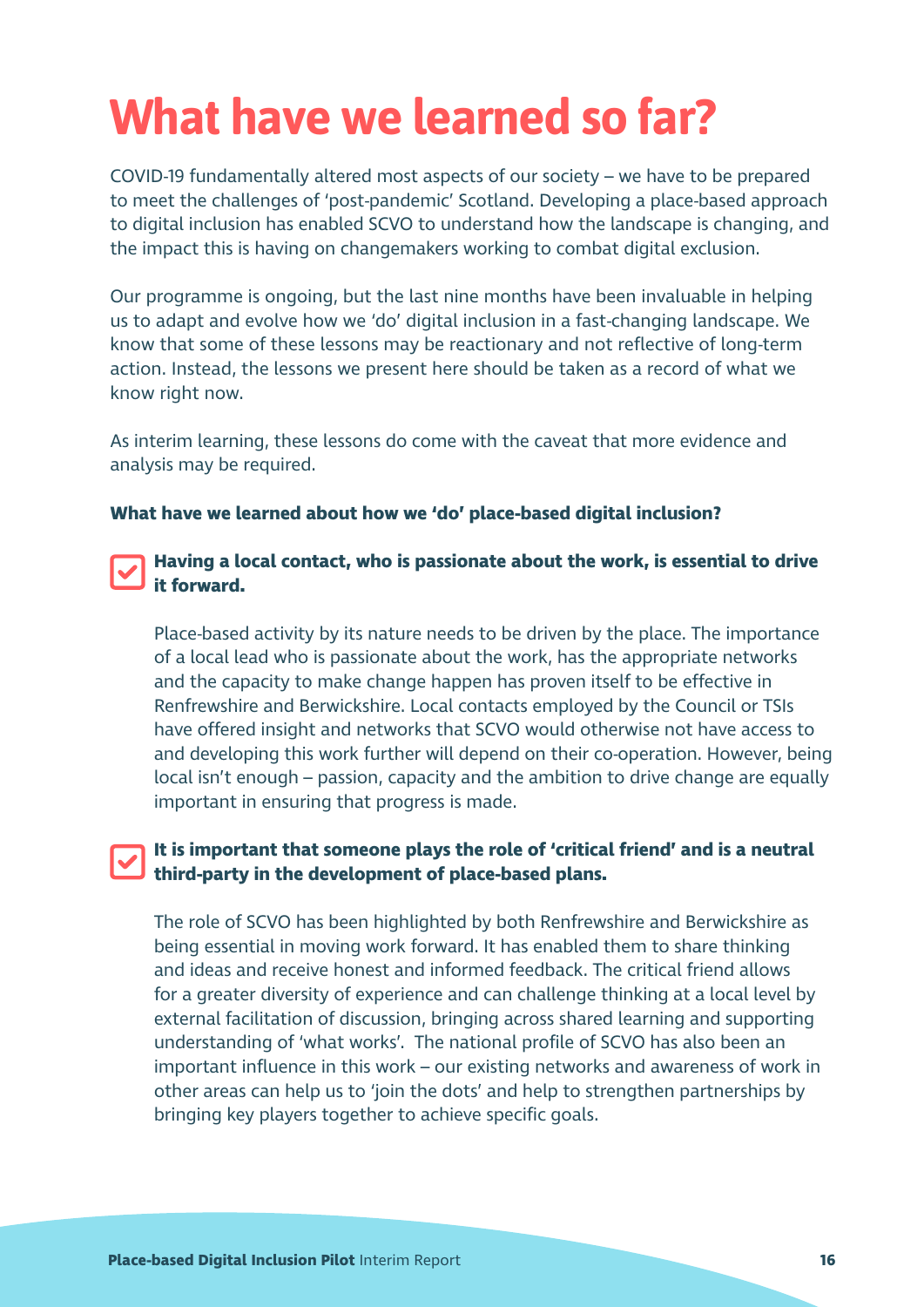# What have we learned so far?

COVID-19 fundamentally altered most aspects of our society – we have to be prepared to meet the challenges of 'post-pandemic' Scotland. Developing a place-based approach to digital inclusion has enabled SCVO to understand how the landscape is changing, and the impact this is having on changemakers working to combat digital exclusion.

Our programme is ongoing, but the last nine months have been invaluable in helping us to adapt and evolve how we 'do' digital inclusion in a fast-changing landscape. We know that some of these lessons may be reactionary and not reflective of long-term action. Instead, the lessons we present here should be taken as a record of what we know right now.

As interim learning, these lessons do come with the caveat that more evidence and analysis may be required.

**What have we learned about how we 'do' place-based digital inclusion?**

- **Having a local contact, who is passionate about the work, is essential to drive it forward.**

  Place-based activity by its nature needs to be driven by the place. The importance of a local lead who is passionate about the work, has the appropriate networks and the capacity to make change happen has proven itself to be effective in Renfrewshire and Berwickshire. Local contacts employed by the Council or TSIs have offered insight and networks that SCVO would otherwise not have access to and developing this work further will depend on their co-operation. However, being local isn't enough – passion, capacity and the ambition to drive change are equally important in ensuring that progress is made.

- **It is important that someone plays the role of 'critical friend' and is a neutral third-party in the development of place-based plans.**

  The role of SCVO has been highlighted by both Renfrewshire and Berwickshire as being essential in moving work forward. It has enabled them to share thinking and ideas and receive honest and informed feedback. The critical friend allows for a greater diversity of experience and can challenge thinking at a local level by external facilitation of discussion, bringing across shared learning and supporting understanding of 'what works'. The national profile of SCVO has also been an important influence in this work – our existing networks and awareness of work in other areas can help us to 'join the dots' and help to strengthen partnerships by bringing key players together to achieve specific goals.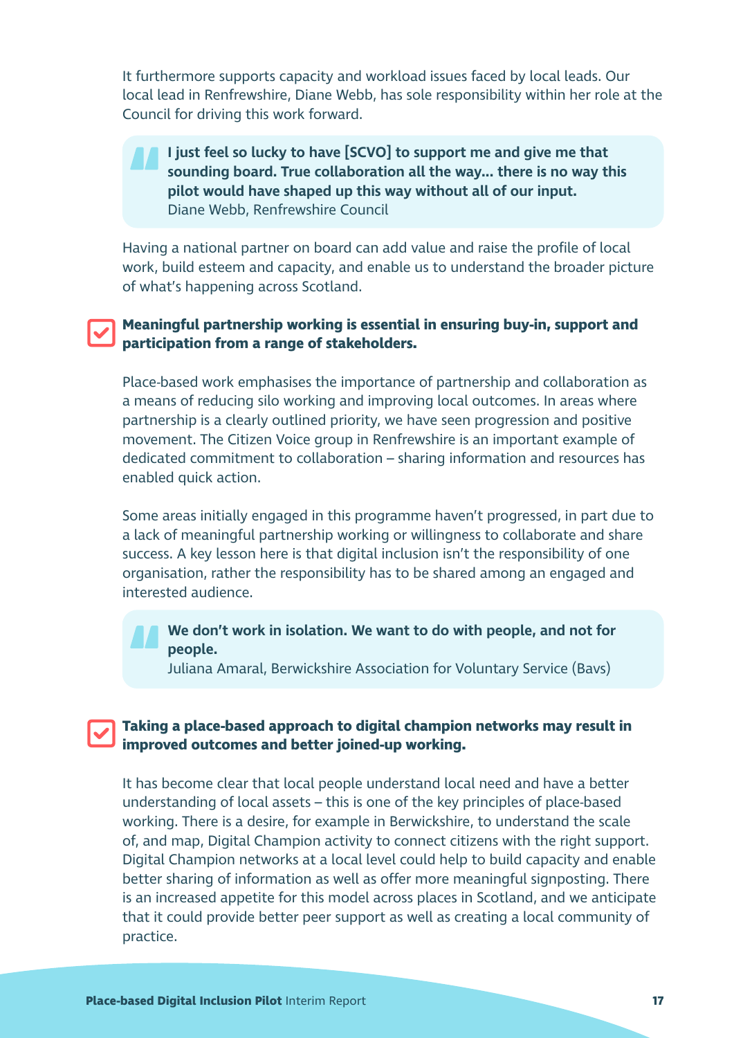It furthermore supports capacity and workload issues faced by local leads. Our local lead in Renfrewshire, Diane Webb, has sole responsibility within her role at the Council for driving this work forward.

> **I just feel so lucky to have [SCVO] to support me and give me that sounding board. True collaboration all the way... there is no way this pilot would have shaped up this way without all of our input.**
> Diane Webb, Renfrewshire Council

Having a national partner on board can add value and raise the profile of local work, build esteem and capacity, and enable us to understand the broader picture of what's happening across Scotland.

### Meaningful partnership working is essential in ensuring buy-in, support and participation from a range of stakeholders.

Place-based work emphasises the importance of partnership and collaboration as a means of reducing silo working and improving local outcomes. In areas where partnership is a clearly outlined priority, we have seen progression and positive movement. The Citizen Voice group in Renfrewshire is an important example of dedicated commitment to collaboration – sharing information and resources has enabled quick action.

Some areas initially engaged in this programme haven't progressed, in part due to a lack of meaningful partnership working or willingness to collaborate and share success. A key lesson here is that digital inclusion isn't the responsibility of one organisation, rather the responsibility has to be shared among an engaged and interested audience.

> **We don't work in isolation. We want to do with people, and not for people.**
> Juliana Amaral, Berwickshire Association for Voluntary Service (Bavs)

### Taking a place-based approach to digital champion networks may result in improved outcomes and better joined-up working.

It has become clear that local people understand local need and have a better understanding of local assets – this is one of the key principles of place-based working. There is a desire, for example in Berwickshire, to understand the scale of, and map, Digital Champion activity to connect citizens with the right support. Digital Champion networks at a local level could help to build capacity and enable better sharing of information as well as offer more meaningful signposting. There is an increased appetite for this model across places in Scotland, and we anticipate that it could provide better peer support as well as creating a local community of practice.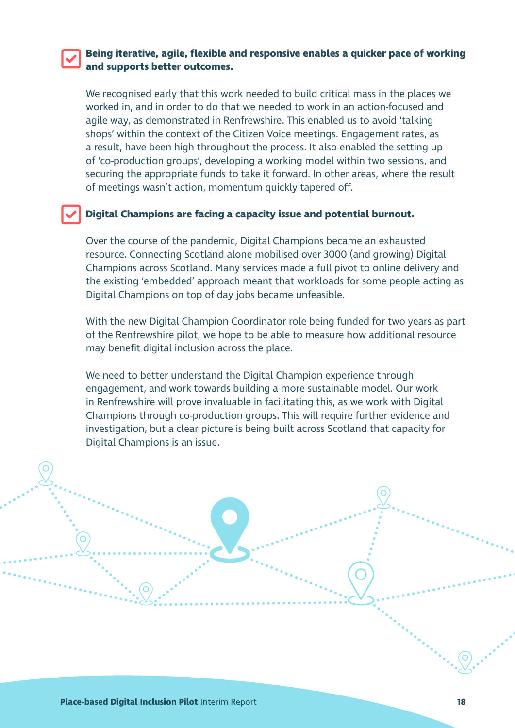**Being iterative, agile, flexible and responsive enables a quicker pace of working and supports better outcomes.**

We recognised early that this work needed to build critical mass in the places we worked in, and in order to do that we needed to work in an action-focused and agile way, as demonstrated in Renfrewshire. This enabled us to avoid 'talking shops' within the context of the Citizen Voice meetings. Engagement rates, as a result, have been high throughout the process. It also enabled the setting up of 'co-production groups', developing a working model within two sessions, and securing the appropriate funds to take it forward. In other areas, where the result of meetings wasn't action, momentum quickly tapered off.

**Digital Champions are facing a capacity issue and potential burnout.**

Over the course of the pandemic, Digital Champions became an exhausted resource. Connecting Scotland alone mobilised over 3000 (and growing) Digital Champions across Scotland. Many services made a full pivot to online delivery and the existing 'embedded' approach meant that workloads for some people acting as Digital Champions on top of day jobs became unfeasible.

With the new Digital Champion Coordinator role being funded for two years as part of the Renfrewshire pilot, we hope to be able to measure how additional resource may benefit digital inclusion across the place.

We need to better understand the Digital Champion experience through engagement, and work towards building a more sustainable model. Our work in Renfrewshire will prove invaluable in facilitating this, as we work with Digital Champions through co-production groups. This will require further evidence and investigation, but a clear picture is being built across Scotland that capacity for Digital Champions is an issue.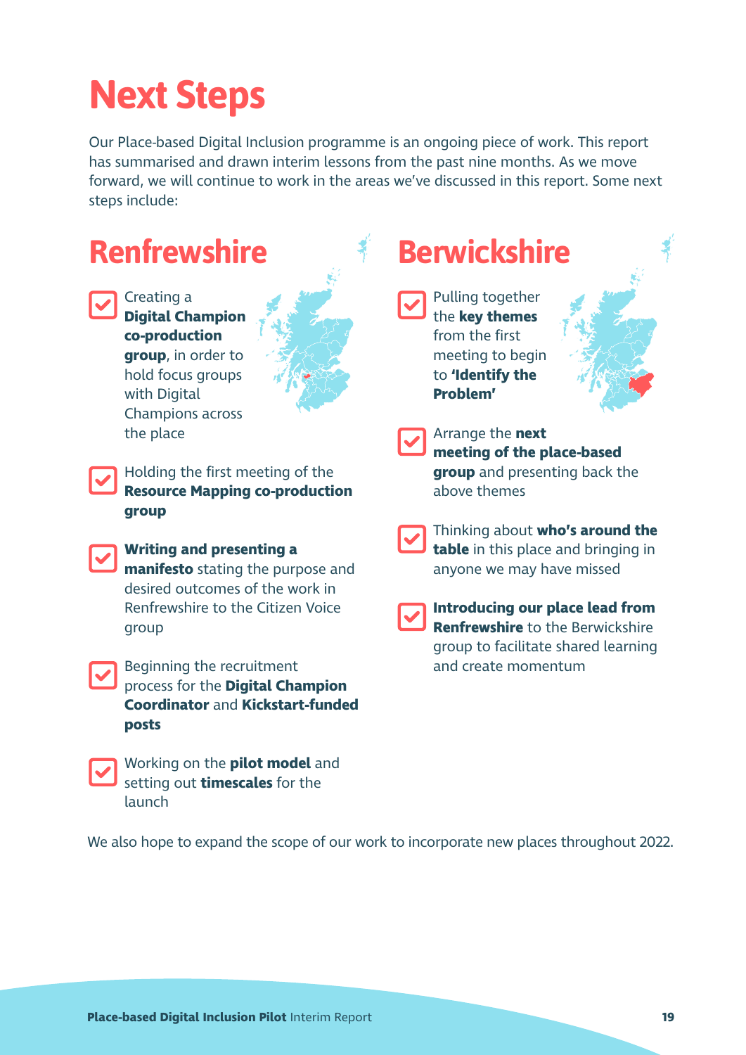# Next Steps

Our Place-based Digital Inclusion programme is an ongoing piece of work. This report has summarised and drawn interim lessons from the past nine months. As we move forward, we will continue to work in the areas we've discussed in this report. Some next steps include:

## Renfrewshire

- Creating a **Digital Champion co-production group**, in order to hold focus groups with Digital Champions across the place
- Holding the first meeting of the **Resource Mapping co-production group**
- **Writing and presenting a manifesto** stating the purpose and desired outcomes of the work in Renfrewshire to the Citizen Voice group
- Beginning the recruitment process for the **Digital Champion Coordinator** and **Kickstart-funded posts**
- Working on the **pilot model** and setting out **timescales** for the launch

## Berwickshire

- Pulling together the **key themes** from the first meeting to begin to **'Identify the Problem'**
- Arrange the **next meeting of the place-based group** and presenting back the above themes
- Thinking about **who's around the table** in this place and bringing in anyone we may have missed
- **Introducing our place lead from Renfrewshire** to the Berwickshire group to facilitate shared learning and create momentum

We also hope to expand the scope of our work to incorporate new places throughout 2022.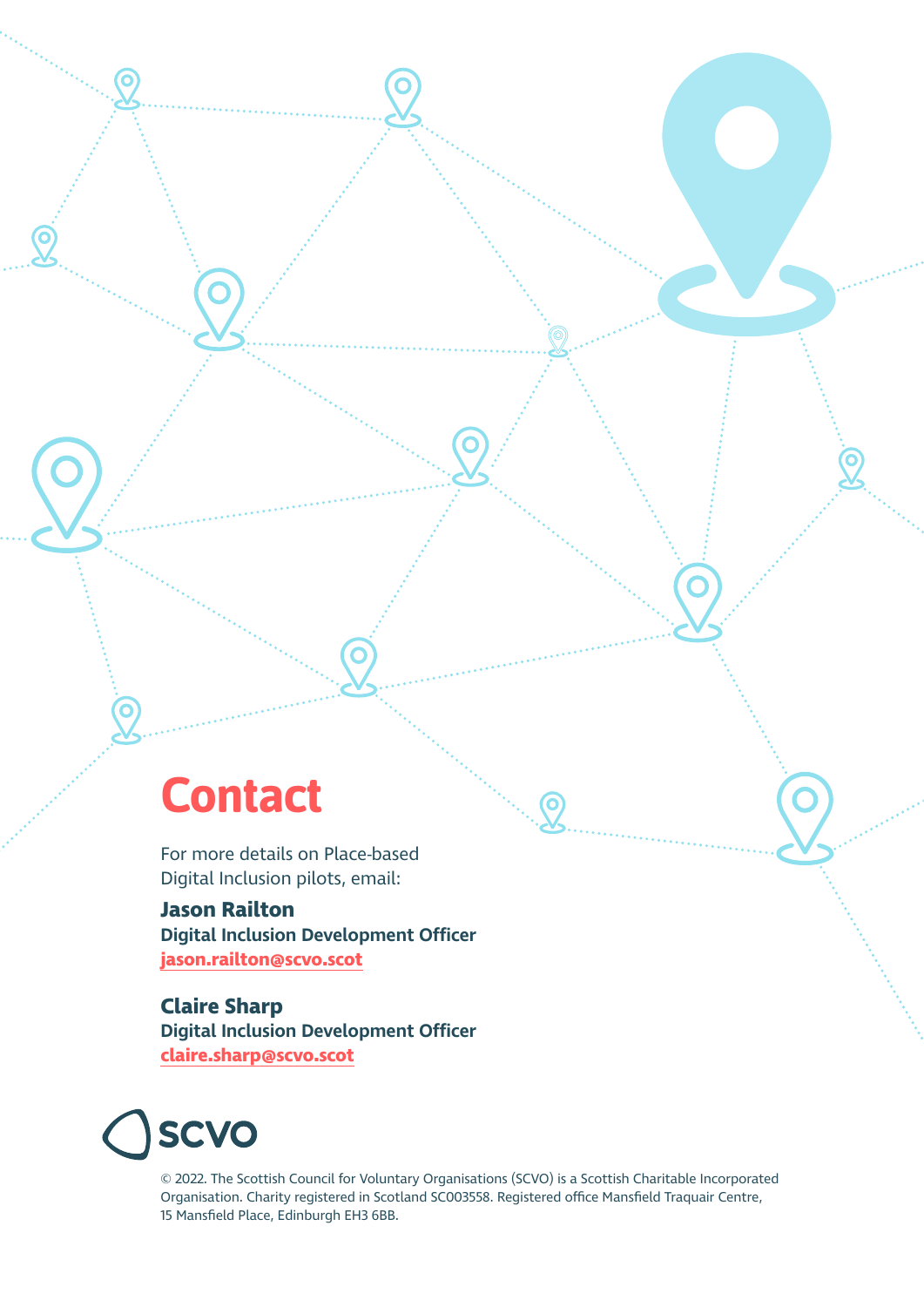# Contact

For more details on Place-based Digital Inclusion pilots, email:

**Jason Railton**
**Digital Inclusion Development Officer**
**jason.railton@scvo.scot**

**Claire Sharp**
**Digital Inclusion Development Officer**
**claire.sharp@scvo.scot**

scvo

© 2022. The Scottish Council for Voluntary Organisations (SCVO) is a Scottish Charitable Incorporated Organisation. Charity registered in Scotland SC003558. Registered office Mansfield Traquair Centre, 15 Mansfield Place, Edinburgh EH3 6BB.